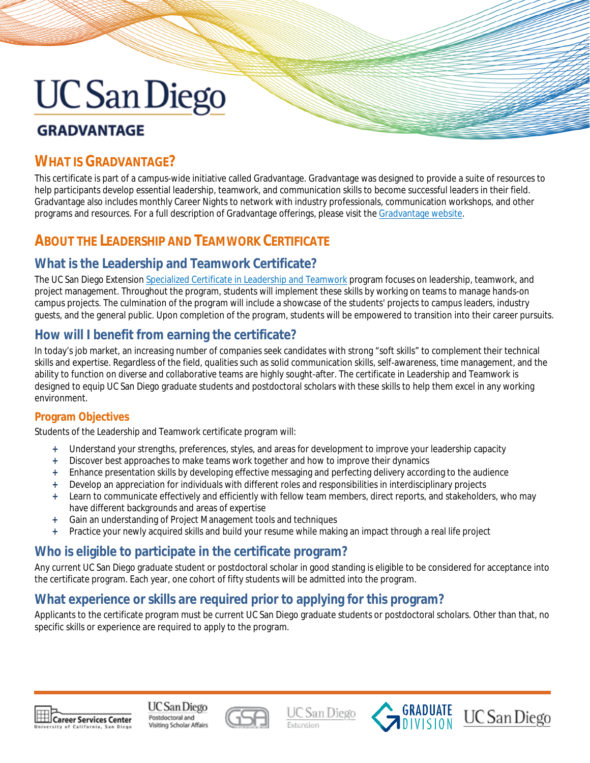# UC San Diego

## GRADVANTAGE

## WHAT IS GRADVANTAGE?

This certificate is part of a campus-wide initiative called Gradvantage. Gradvantage was designed to provide a suite of resources to help participants develop essential leadership, teamwork, and communication skills to become successful leaders in their field. Gradvantage also includes monthly Career Nights to network with industry professionals, communication workshops, and other programs and resources. For a full description of Gradvantage offerings, please visit the Gradvantage website.

## ABOUT THE LEADERSHIP AND TEAMWORK CERTIFICATE

### What is the Leadership and Teamwork Certificate?

The UC San Diego Extension Specialized Certificate in Leadership and Teamwork program focuses on leadership, teamwork, and project management. Throughout the program, students will implement these skills by working on teams to manage hands-on campus projects. The culmination of the program will include a showcase of the students' projects to campus leaders, industry guests, and the general public. Upon completion of the program, students will be empowered to transition into their career pursuits.

### How will I benefit from earning the certificate?

In today's job market, an increasing number of companies seek candidates with strong "soft skills" to complement their technical skills and expertise. Regardless of the field, qualities such as solid communication skills, self-awareness, time management, and the ability to function on diverse and collaborative teams are highly sought-after. The certificate in Leadership and Teamwork is designed to equip UC San Diego graduate students and postdoctoral scholars with these skills to help them excel in any working environment.

#### Program Objectives

Students of the Leadership and Teamwork certificate program will:

+ Understand your strengths, preferences, styles, and areas for development to improve your leadership capacity
+ Discover best approaches to make teams work together and how to improve their dynamics
+ Enhance presentation skills by developing effective messaging and perfecting delivery according to the audience
+ Develop an appreciation for individuals with different roles and responsibilities in interdisciplinary projects
+ Learn to communicate effectively and efficiently with fellow team members, direct reports, and stakeholders, who may have different backgrounds and areas of expertise
+ Gain an understanding of Project Management tools and techniques
+ Practice your newly acquired skills and build your resume while making an impact through a real life project

### Who is eligible to participate in the certificate program?

Any current UC San Diego graduate student or postdoctoral scholar in good standing is eligible to be considered for acceptance into the certificate program. Each year, one cohort of fifty students will be admitted into the program.

### What experience or skills are required prior to applying for this program?

Applicants to the certificate program must be current UC San Diego graduate students or postdoctoral scholars. Other than that, no specific skills or experience are required to apply to the program.

Career Services Center, University of California, San Diego | UC San Diego Postdoctoral and Visiting Scholar Affairs | GSA | UC San Diego Extension | Graduate Division | UC San Diego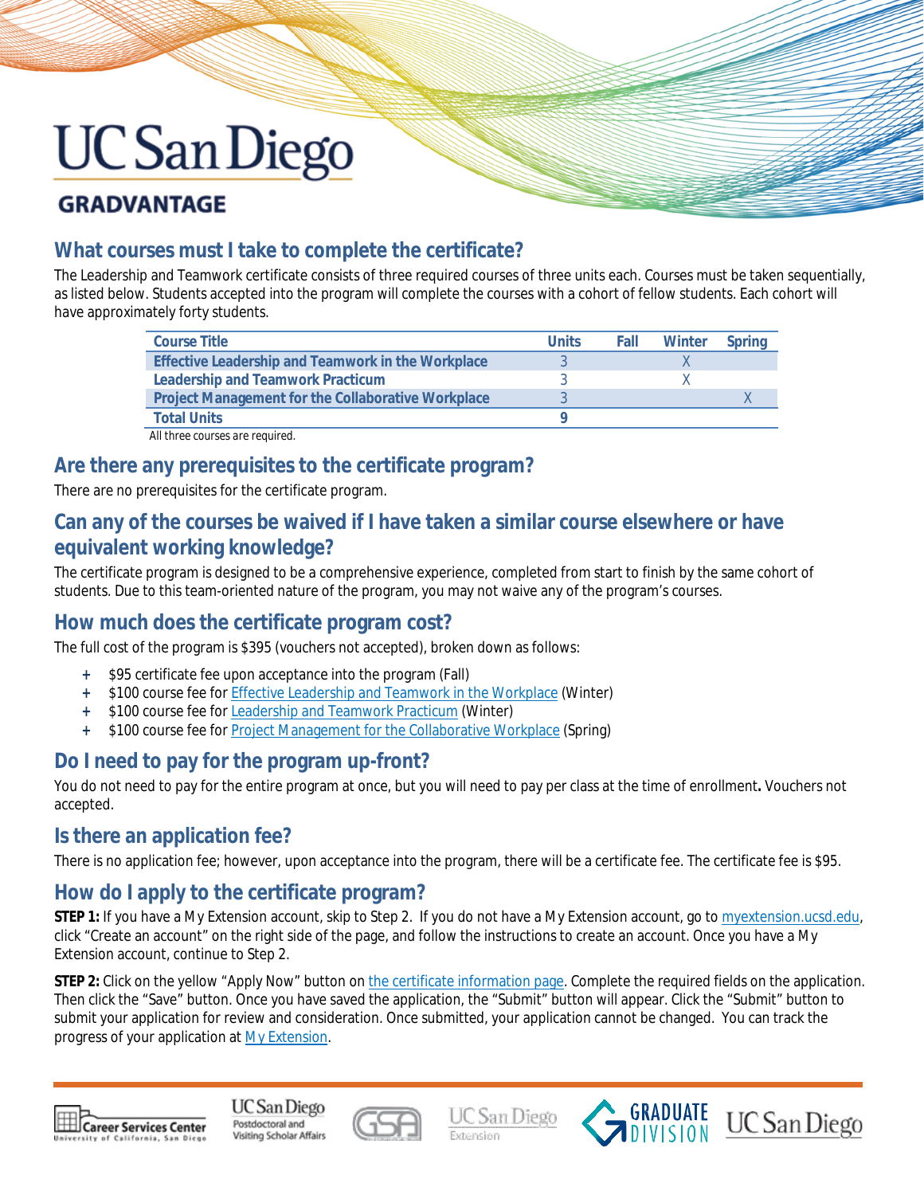# UC San Diego

## GRADVANTAGE

## What courses must I take to complete the certificate?

The Leadership and Teamwork certificate consists of three required courses of three units each. Courses must be taken sequentially, as listed below. Students accepted into the program will complete the courses with a cohort of fellow students. Each cohort will have approximately forty students.

| Course Title | Units | Fall | Winter | Spring |
|---|---|---|---|---|
| Effective Leadership and Teamwork in the Workplace | 3 | | X | |
| Leadership and Teamwork Practicum | 3 | | X | |
| Project Management for the Collaborative Workplace | 3 | | | X |
| Total Units | 9 | | | |

All three courses are required.

## Are there any prerequisites to the certificate program?

There are no prerequisites for the certificate program.

## Can any of the courses be waived if I have taken a similar course elsewhere or have equivalent working knowledge?

The certificate program is designed to be a comprehensive experience, completed from start to finish by the same cohort of students. Due to this team-oriented nature of the program, you may not waive any of the program's courses.

## How much does the certificate program cost?

The full cost of the program is $395 (vouchers not accepted), broken down as follows:

+ $95 certificate fee upon acceptance into the program (Fall)
+ $100 course fee for Effective Leadership and Teamwork in the Workplace (Winter)
+ $100 course fee for Leadership and Teamwork Practicum (Winter)
+ $100 course fee for Project Management for the Collaborative Workplace (Spring)

## Do I need to pay for the program up-front?

You do not need to pay for the entire program at once, but you will need to pay per class at the time of enrollment**.** Vouchers not accepted.

## Is there an application fee?

There is no application fee; however, upon acceptance into the program, there will be a certificate fee. The certificate fee is $95.

## How do I apply to the certificate program?

**STEP 1:** If you have a My Extension account, skip to Step 2. If you do not have a My Extension account, go to myextension.ucsd.edu, click "Create an account" on the right side of the page, and follow the instructions to create an account. Once you have a My Extension account, continue to Step 2.

**STEP 2:** Click on the yellow "Apply Now" button on the certificate information page. Complete the required fields on the application. Then click the "Save" button. Once you have saved the application, the "Submit" button will appear. Click the "Submit" button to submit your application for review and consideration. Once submitted, your application cannot be changed. You can track the progress of your application at My Extension.

Career Services Center University of California, San Diego | UC San Diego Postdoctoral and Visiting Scholar Affairs | GSA | UC San Diego Extension | GRADUATE DIVISION UC San Diego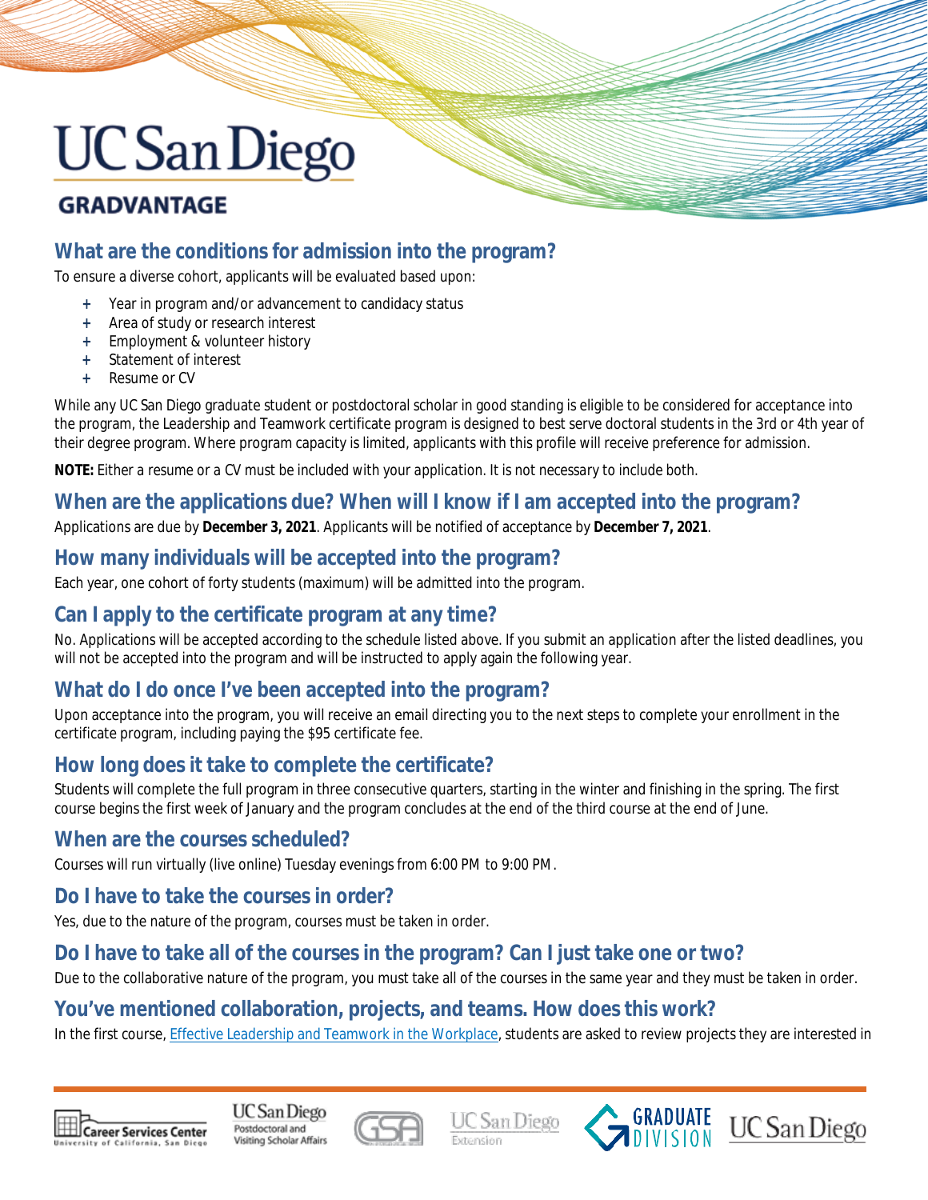# UC San Diego

## GRADVANTAGE

### What are the conditions for admission into the program?

To ensure a diverse cohort, applicants will be evaluated based upon:

- Year in program and/or advancement to candidacy status
- Area of study or research interest
- Employment & volunteer history
- Statement of interest
- Resume or CV

While any UC San Diego graduate student or postdoctoral scholar in good standing is eligible to be considered for acceptance into the program, the Leadership and Teamwork certificate program is designed to best serve doctoral students in the 3rd or 4th year of their degree program. Where program capacity is limited, applicants with this profile will receive preference for admission.

**NOTE:** Either a resume or a CV must be included with your *application*. It is not necessary to include both.

### When are the applications due? When will I know if I am accepted into the program?

Applications are due by **December 3, 2021**. Applicants will be notified of acceptance by **December 7, 2021**.

### How many individuals will be accepted into the program?

Each year, one cohort of forty students (maximum) will be admitted into the program.

### Can I apply to the certificate program at any time?

No. Applications will be accepted according to the schedule listed above. If you submit an application after the listed deadlines, you will not be accepted into the program and will be instructed to apply again the following year.

### What do I do once I've been accepted into the program?

Upon acceptance into the program, you will receive an email directing you to the next steps to complete your enrollment in the certificate program, including paying the $95 certificate fee.

### How long does it take to complete the certificate?

Students will complete the full program in three consecutive quarters, starting in the winter and finishing in the spring. The first course begins the first week of January and the program concludes at the end of the third course at the end of June.

### When are the courses scheduled?

Courses will run virtually (live online) Tuesday evenings from 6:00 PM to 9:00 PM.

### Do I have to take the courses in order?

Yes, due to the nature of the program, courses must be taken in order.

### Do I have to take all of the courses in the program? Can I just take one or two?

Due to the collaborative nature of the program, you must take all of the courses in the same year and they must be taken in order.

### You've mentioned collaboration, projects, and teams. How does this work?

In the first course, Effective Leadership and Teamwork in the Workplace, students are asked to review projects they are interested in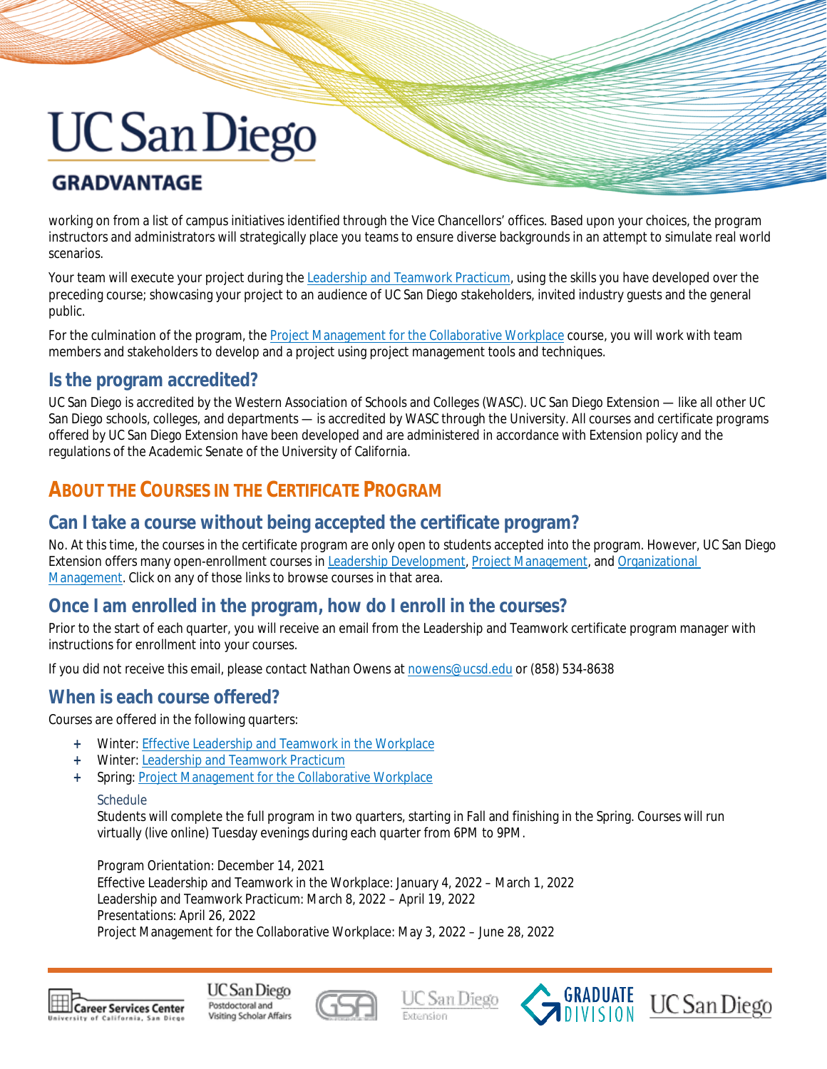working on from a list of campus initiatives identified through the Vice Chancellors' offices. Based upon your choices, the program instructors and administrators will strategically place you teams to ensure diverse backgrounds in an attempt to simulate real world scenarios.

Your team will execute your project during the Leadership and Teamwork Practicum, using the skills you have developed over the preceding course; showcasing your project to an audience of UC San Diego stakeholders, invited industry guests and the general public.

For the culmination of the program, the Project Management for the Collaborative Workplace course, you will work with team members and stakeholders to develop and a project using project management tools and techniques.

## Is the program accredited?

UC San Diego is accredited by the Western Association of Schools and Colleges (WASC). UC San Diego Extension — like all other UC San Diego schools, colleges, and departments — is accredited by WASC through the University. All courses and certificate programs offered by UC San Diego Extension have been developed and are administered in accordance with Extension policy and the regulations of the Academic Senate of the University of California.

# About the Courses in the Certificate Program

## Can I take a course without being accepted the certificate program?

No. At this time, the courses in the certificate program are only open to students accepted into the program. However, UC San Diego Extension offers many open-enrollment courses in Leadership Development, Project Management, and Organizational Management. Click on any of those links to browse courses in that area.

## Once I am enrolled in the program, how do I enroll in the courses?

Prior to the start of each quarter, you will receive an email from the Leadership and Teamwork certificate program manager with instructions for enrollment into your courses.

If you did not receive this email, please contact Nathan Owens at nowens@ucsd.edu or (858) 534-8638

## When is each course offered?

Courses are offered in the following quarters:

+ Winter: Effective Leadership and Teamwork in the Workplace
+ Winter: Leadership and Teamwork Practicum
+ Spring: Project Management for the Collaborative Workplace

Schedule

Students will complete the full program in two quarters, starting in Fall and finishing in the Spring. Courses will run virtually (live online) Tuesday evenings during each quarter from 6PM to 9PM.

Program Orientation: December 14, 2021
Effective Leadership and Teamwork in the Workplace: January 4, 2022 – March 1, 2022
Leadership and Teamwork Practicum: March 8, 2022 – April 19, 2022
Presentations: April 26, 2022
Project Management for the Collaborative Workplace: May 3, 2022 – June 28, 2022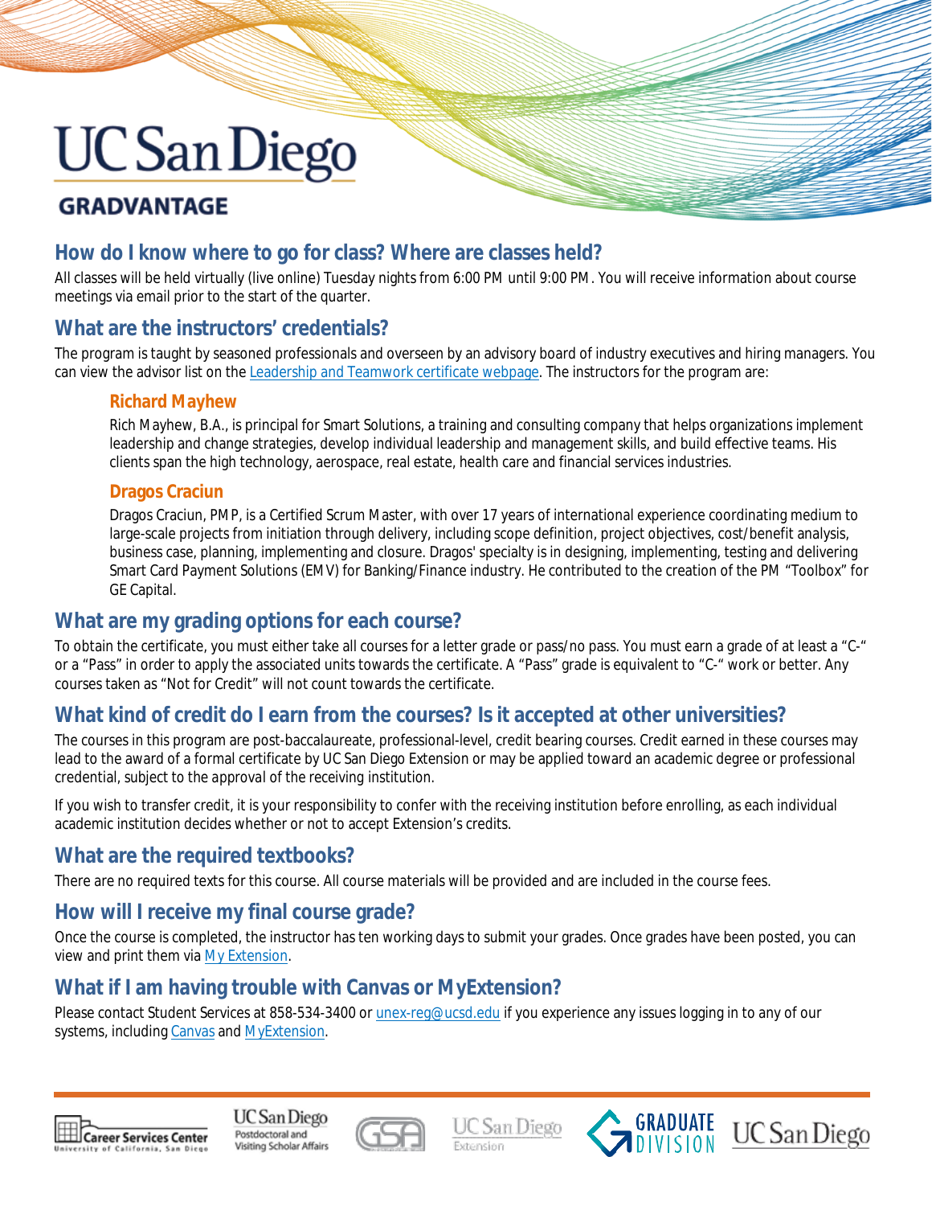# UC San Diego

## GRADVANTAGE

## How do I know where to go for class? Where are classes held?

All classes will be held virtually (live online) Tuesday nights from 6:00 PM until 9:00 PM. You will receive information about course meetings via email prior to the start of the quarter.

## What are the instructors' credentials?

The program is taught by seasoned professionals and overseen by an advisory board of industry executives and hiring managers. You can view the advisor list on the Leadership and Teamwork certificate webpage. The instructors for the program are:

### Richard Mayhew

Rich Mayhew, B.A., is principal for Smart Solutions, a training and consulting company that helps organizations implement leadership and change strategies, develop individual leadership and management skills, and build effective teams. His clients span the high technology, aerospace, real estate, health care and financial services industries.

### Dragos Craciun

Dragos Craciun, PMP, is a Certified Scrum Master, with over 17 years of international experience coordinating medium to large-scale projects from initiation through delivery, including scope definition, project objectives, cost/benefit analysis, business case, planning, implementing and closure. Dragos' specialty is in designing, implementing, testing and delivering Smart Card Payment Solutions (EMV) for Banking/Finance industry. He contributed to the creation of the PM "Toolbox" for GE Capital.

## What are my grading options for each course?

To obtain the certificate, you must either take all courses for a letter grade or pass/no pass. You must earn a grade of at least a "C-" or a "Pass" in order to apply the associated units towards the certificate. A "Pass" grade is equivalent to "C-" work or better. Any courses taken as "Not for Credit" will not count towards the certificate.

## What kind of credit do I earn from the courses? Is it accepted at other universities?

The courses in this program are post-baccalaureate, professional-level, credit bearing courses. Credit earned in these courses may lead to the award of a formal certificate by UC San Diego Extension or may be applied toward an academic degree or professional credential, subject to the approval of the receiving institution.

If you wish to transfer credit, it is your responsibility to confer with the receiving institution before enrolling, as each individual academic institution decides whether or not to accept Extension's credits.

## What are the required textbooks?

There are no required texts for this course. All course materials will be provided and are included in the course fees.

## How will I receive my final course grade?

Once the course is completed, the instructor has ten working days to submit your grades. Once grades have been posted, you can view and print them via My Extension.

## What if I am having trouble with Canvas or MyExtension?

Please contact Student Services at 858-534-3400 or unex-reg@ucsd.edu if you experience any issues logging in to any of our systems, including Canvas and MyExtension.

Career Services Center University of California, San Diego | UC San Diego Postdoctoral and Visiting Scholar Affairs | GSA | UC San Diego Extension | Graduate Division | UC San Diego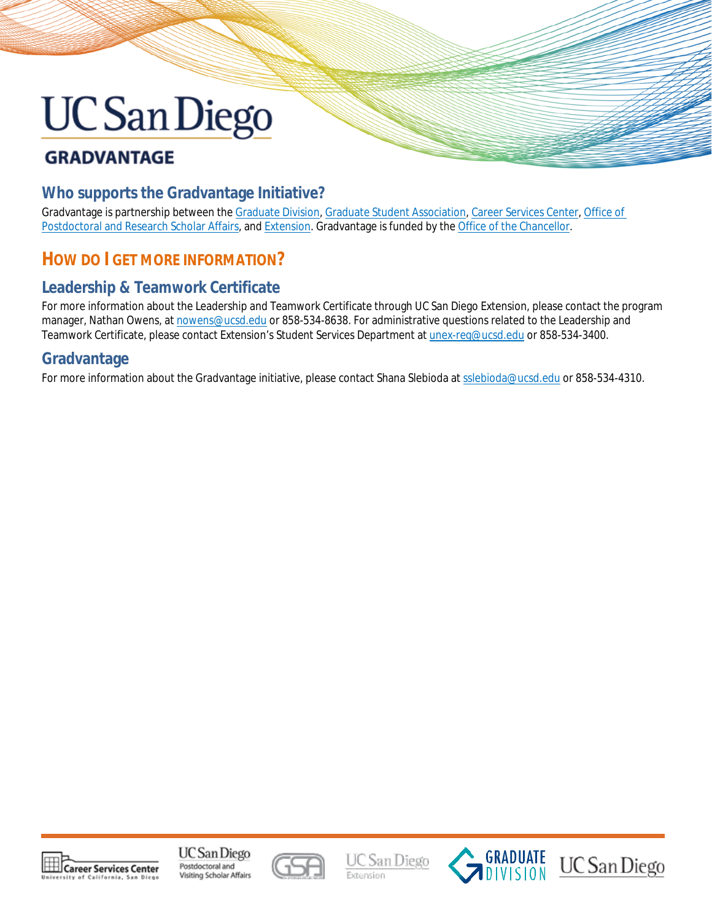# UC San Diego

## GRADVANTAGE

### Who supports the Gradvantage Initiative?

Gradvantage is partnership between the Graduate Division, Graduate Student Association, Career Services Center, Office of Postdoctoral and Research Scholar Affairs, and Extension. Gradvantage is funded by the Office of the Chancellor.

## HOW DO I GET MORE INFORMATION?

### Leadership & Teamwork Certificate

For more information about the Leadership and Teamwork Certificate through UC San Diego Extension, please contact the program manager, Nathan Owens, at nowens@ucsd.edu or 858-534-8638. For administrative questions related to the Leadership and Teamwork Certificate, please contact Extension's Student Services Department at unex-reg@ucsd.edu or 858-534-3400.

### Gradvantage

For more information about the Gradvantage initiative, please contact Shana Slebioda at sslebioda@ucsd.edu or 858-534-4310.

Career Services Center University of California, San Diego | UC San Diego Postdoctoral and Visiting Scholar Affairs | GSA | UC San Diego Extension | GRADUATE DIVISION | UC San Diego